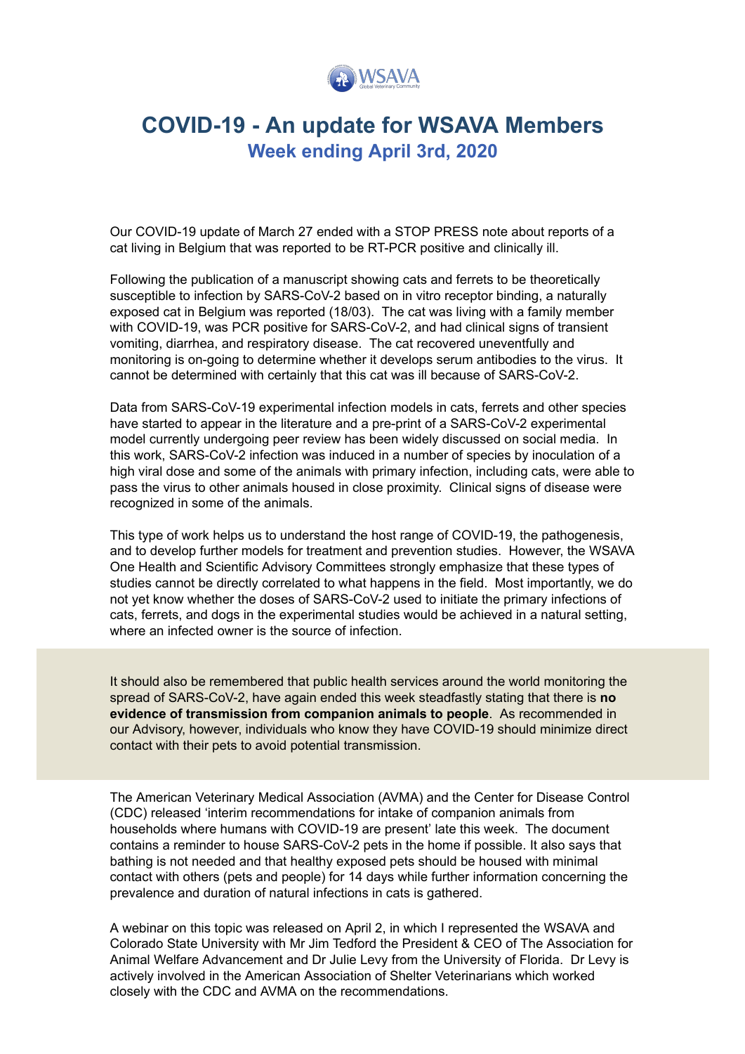# COVID-19 - An update for WSAVA Members

## Week ending April 3rd, 2020

Our COVID-19 update of March 27 ended with a STOP PRESS note about reports of a cat living in Belgium that was reported to be RT-PCR positive and clinically ill.

Following the publication of a manuscript showing cats and ferrets to be theoretically susceptible to infection by SARS-CoV-2 based on in vitro receptor binding, a naturally exposed cat in Belgium was reported (18/03). The cat was living with a family member with COVID-19, was PCR positive for SARS-CoV-2, and had clinical signs of transient vomiting, diarrhea, and respiratory disease. The cat recovered uneventfully and monitoring is on-going to determine whether it develops serum antibodies to the virus. It cannot be determined with certainly that this cat was ill because of SARS-CoV-2.

Data from SARS-CoV-19 experimental infection models in cats, ferrets and other species have started to appear in the literature and a pre-print of a SARS-CoV-2 experimental model currently undergoing peer review has been widely discussed on social media. In this work, SARS-CoV-2 infection was induced in a number of species by inoculation of a high viral dose and some of the animals with primary infection, including cats, were able to pass the virus to other animals housed in close proximity. Clinical signs of disease were recognized in some of the animals.

This type of work helps us to understand the host range of COVID-19, the pathogenesis, and to develop further models for treatment and prevention studies. However, the WSAVA One Health and Scientific Advisory Committees strongly emphasize that these types of studies cannot be directly correlated to what happens in the field. Most importantly, we do not yet know whether the doses of SARS-CoV-2 used to initiate the primary infections of cats, ferrets, and dogs in the experimental studies would be achieved in a natural setting, where an infected owner is the source of infection.

It should also be remembered that public health services around the world monitoring the spread of SARS-CoV-2, have again ended this week steadfastly stating that there is **no evidence of transmission from companion animals to people**. As recommended in our Advisory, however, individuals who know they have COVID-19 should minimize direct contact with their pets to avoid potential transmission.

The American Veterinary Medical Association (AVMA) and the Center for Disease Control (CDC) released 'interim recommendations for intake of companion animals from households where humans with COVID-19 are present' late this week. The document contains a reminder to house SARS-CoV-2 pets in the home if possible. It also says that bathing is not needed and that healthy exposed pets should be housed with minimal contact with others (pets and people) for 14 days while further information concerning the prevalence and duration of natural infections in cats is gathered.

A webinar on this topic was released on April 2, in which I represented the WSAVA and Colorado State University with Mr Jim Tedford the President & CEO of The Association for Animal Welfare Advancement and Dr Julie Levy from the University of Florida. Dr Levy is actively involved in the American Association of Shelter Veterinarians which worked closely with the CDC and AVMA on the recommendations.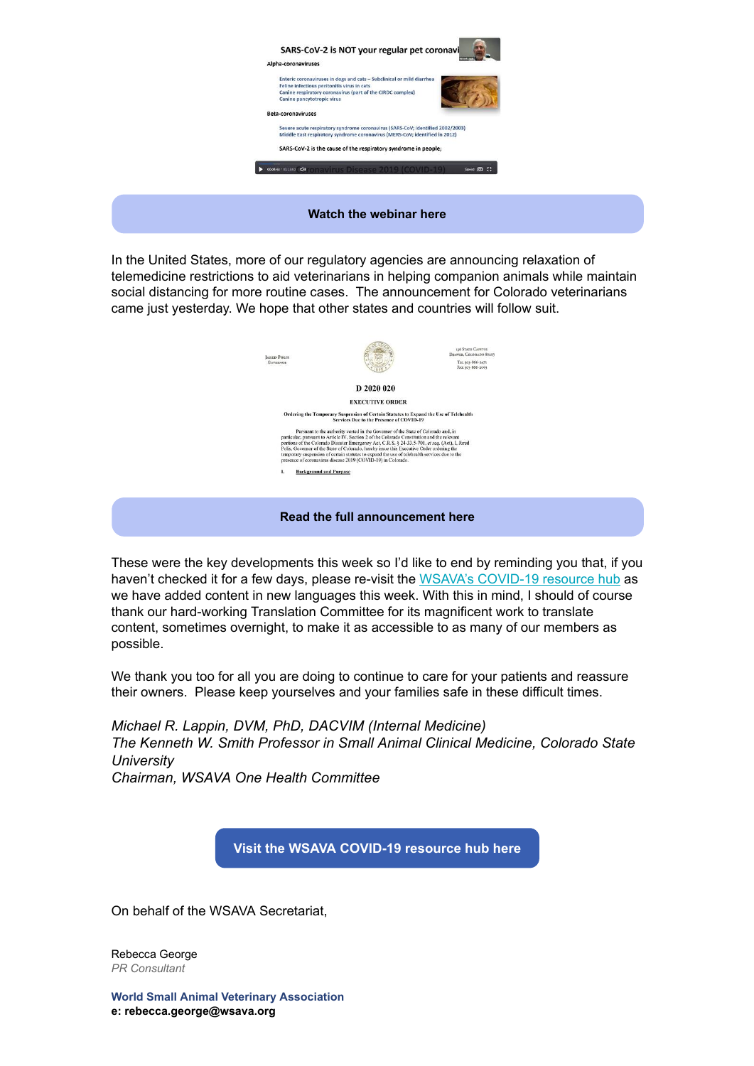**Watch the webinar here**

In the United States, more of our regulatory agencies are announcing relaxation of telemedicine restrictions to aid veterinarians in helping companion animals while maintain social distancing for more routine cases. The announcement for Colorado veterinarians came just yesterday. We hope that other states and countries will follow suit.

**Read the full announcement here**

These were the key developments this week so I'd like to end by reminding you that, if you haven't checked it for a few days, please re-visit the WSAVA's COVID-19 resource hub as we have added content in new languages this week. With this in mind, I should of course thank our hard-working Translation Committee for its magnificent work to translate content, sometimes overnight, to make it as accessible to as many of our members as possible.

We thank you too for all you are doing to continue to care for your patients and reassure their owners. Please keep yourselves and your families safe in these difficult times.

*Michael R. Lappin, DVM, PhD, DACVIM (Internal Medicine)*
*The Kenneth W. Smith Professor in Small Animal Clinical Medicine, Colorado State University*
*Chairman, WSAVA One Health Committee*

**Visit the WSAVA COVID-19 resource hub here**

On behalf of the WSAVA Secretariat,

Rebecca George
*PR Consultant*

**World Small Animal Veterinary Association**
**e: rebecca.george@wsava.org**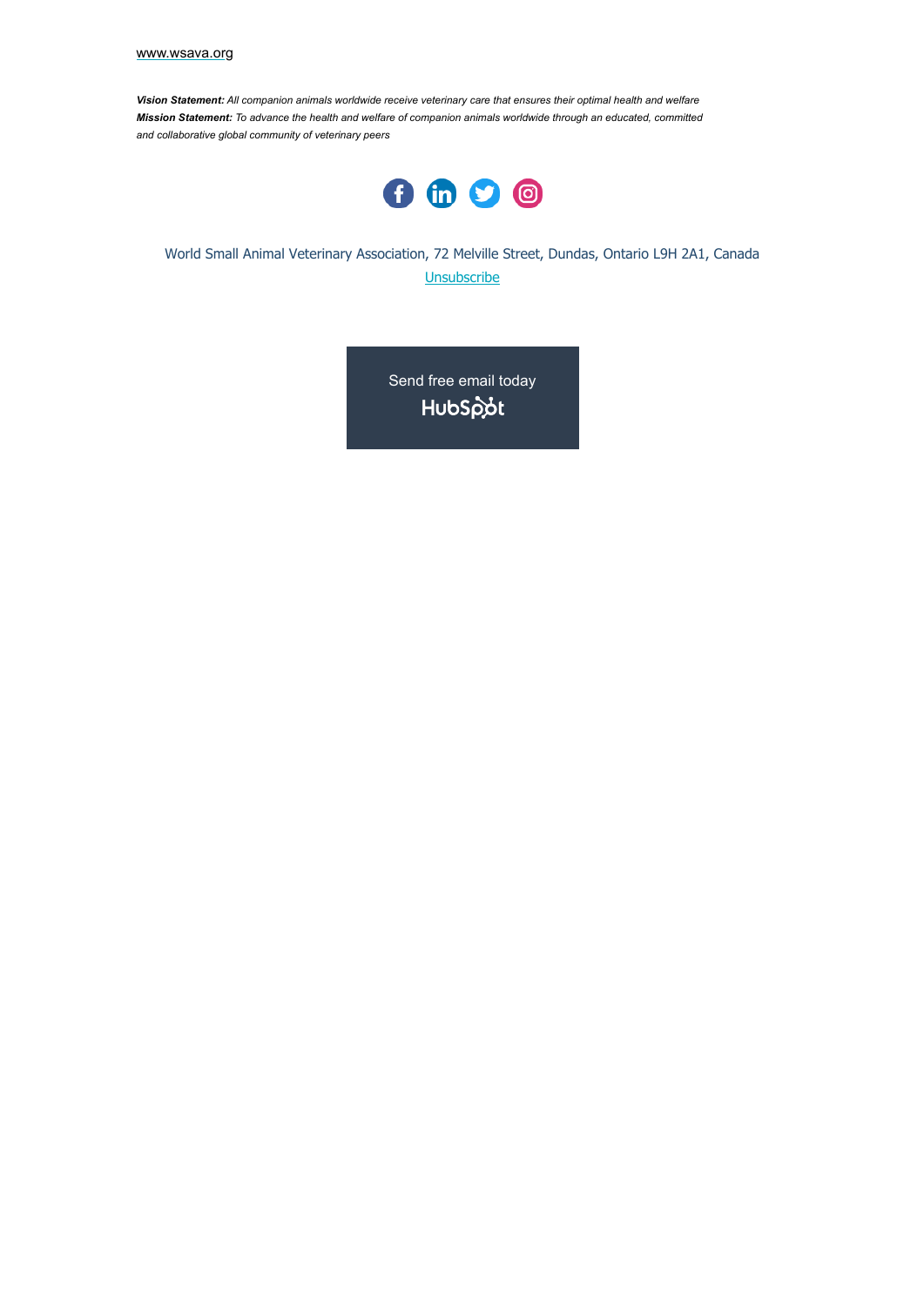www.wsava.org

***Vision Statement:*** *All companion animals worldwide receive veterinary care that ensures their optimal health and welfare*
***Mission Statement:*** *To advance the health and welfare of companion animals worldwide through an educated, committed and collaborative global community of veterinary peers*

World Small Animal Veterinary Association, 72 Melville Street, Dundas, Ontario L9H 2A1, Canada
Unsubscribe

Send free email today
HubSpot